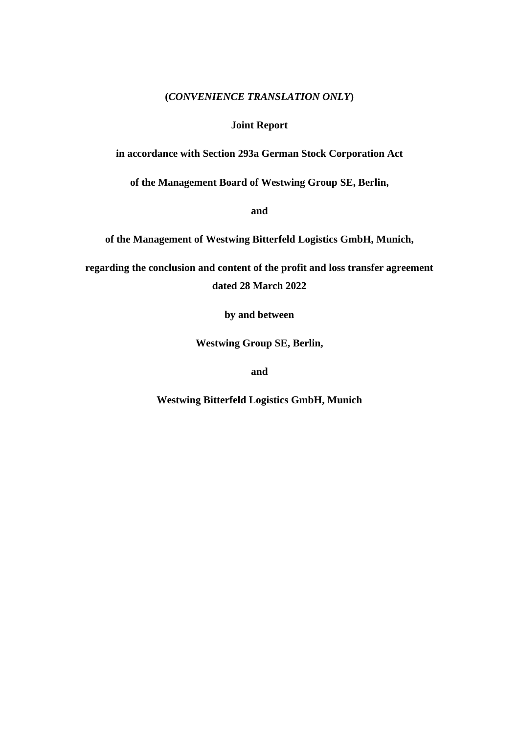**(*CONVENIENCE TRANSLATION ONLY*)**

# Joint Report

**in accordance with Section 293a German Stock Corporation Act**

**of the Management Board of Westwing Group SE, Berlin,**

**and**

**of the Management of Westwing Bitterfeld Logistics GmbH, Munich,**

**regarding the conclusion and content of the profit and loss transfer agreement dated 28 March 2022**

**by and between**

**Westwing Group SE, Berlin,**

**and**

**Westwing Bitterfeld Logistics GmbH, Munich**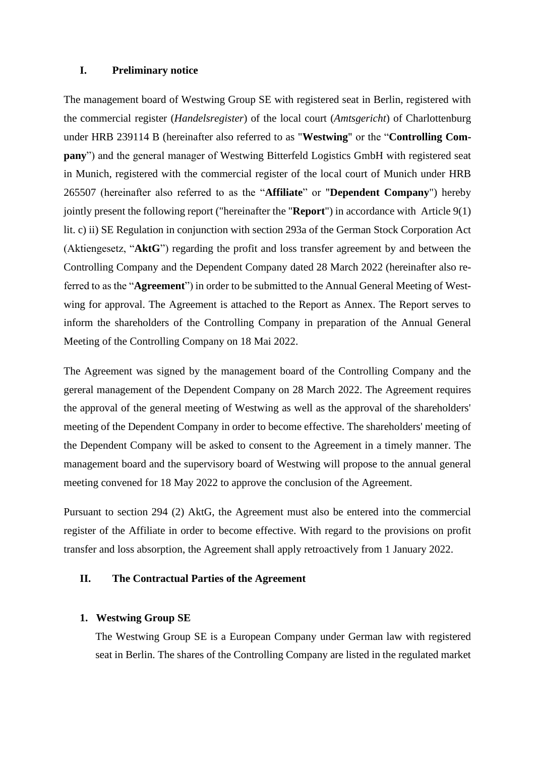## I. Preliminary notice

The management board of Westwing Group SE with registered seat in Berlin, registered with the commercial register (*Handelsregister*) of the local court (*Amtsgericht*) of Charlottenburg under HRB 239114 B (hereinafter also referred to as "**Westwing**" or the "**Controlling Company**") and the general manager of Westwing Bitterfeld Logistics GmbH with registered seat in Munich, registered with the commercial register of the local court of Munich under HRB 265507 (hereinafter also referred to as the "**Affiliate**" or "**Dependent Company**") hereby jointly present the following report ("hereinafter the "**Report**") in accordance with Article 9(1) lit. c) ii) SE Regulation in conjunction with section 293a of the German Stock Corporation Act (Aktiengesetz, "**AktG**") regarding the profit and loss transfer agreement by and between the Controlling Company and the Dependent Company dated 28 March 2022 (hereinafter also referred to as the "**Agreement**") in order to be submitted to the Annual General Meeting of Westwing for approval. The Agreement is attached to the Report as Annex. The Report serves to inform the shareholders of the Controlling Company in preparation of the Annual General Meeting of the Controlling Company on 18 Mai 2022.

The Agreement was signed by the management board of the Controlling Company and the gereral management of the Dependent Company on 28 March 2022. The Agreement requires the approval of the general meeting of Westwing as well as the approval of the shareholders' meeting of the Dependent Company in order to become effective. The shareholders' meeting of the Dependent Company will be asked to consent to the Agreement in a timely manner. The management board and the supervisory board of Westwing will propose to the annual general meeting convened for 18 May 2022 to approve the conclusion of the Agreement.

Pursuant to section 294 (2) AktG, the Agreement must also be entered into the commercial register of the Affiliate in order to become effective. With regard to the provisions on profit transfer and loss absorption, the Agreement shall apply retroactively from 1 January 2022.

## II. The Contractual Parties of the Agreement

### 1. Westwing Group SE

The Westwing Group SE is a European Company under German law with registered seat in Berlin. The shares of the Controlling Company are listed in the regulated market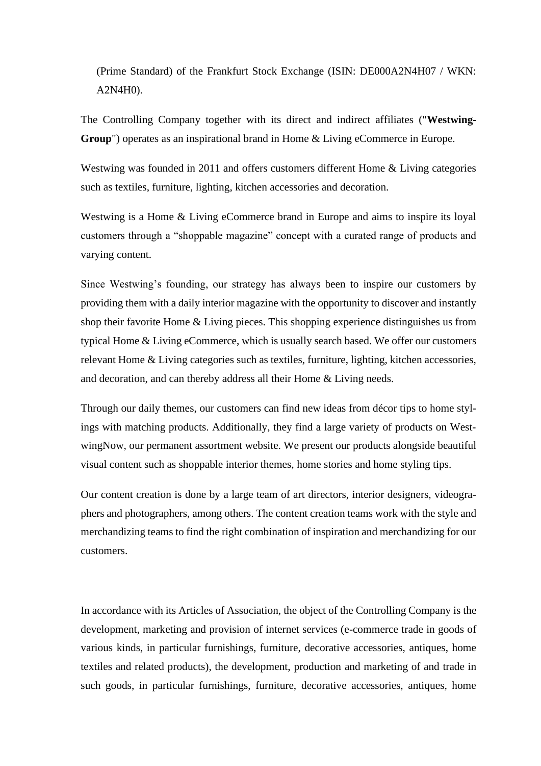(Prime Standard) of the Frankfurt Stock Exchange (ISIN: DE000A2N4H07 / WKN: A2N4H0).

The Controlling Company together with its direct and indirect affiliates ("**Westwing-Group**") operates as an inspirational brand in Home & Living eCommerce in Europe.

Westwing was founded in 2011 and offers customers different Home & Living categories such as textiles, furniture, lighting, kitchen accessories and decoration.

Westwing is a Home & Living eCommerce brand in Europe and aims to inspire its loyal customers through a "shoppable magazine" concept with a curated range of products and varying content.

Since Westwing's founding, our strategy has always been to inspire our customers by providing them with a daily interior magazine with the opportunity to discover and instantly shop their favorite Home & Living pieces. This shopping experience distinguishes us from typical Home & Living eCommerce, which is usually search based. We offer our customers relevant Home & Living categories such as textiles, furniture, lighting, kitchen accessories, and decoration, and can thereby address all their Home & Living needs.

Through our daily themes, our customers can find new ideas from décor tips to home stylings with matching products. Additionally, they find a large variety of products on WestwingNow, our permanent assortment website. We present our products alongside beautiful visual content such as shoppable interior themes, home stories and home styling tips.

Our content creation is done by a large team of art directors, interior designers, videographers and photographers, among others. The content creation teams work with the style and merchandizing teams to find the right combination of inspiration and merchandizing for our customers.

In accordance with its Articles of Association, the object of the Controlling Company is the development, marketing and provision of internet services (e-commerce trade in goods of various kinds, in particular furnishings, furniture, decorative accessories, antiques, home textiles and related products), the development, production and marketing of and trade in such goods, in particular furnishings, furniture, decorative accessories, antiques, home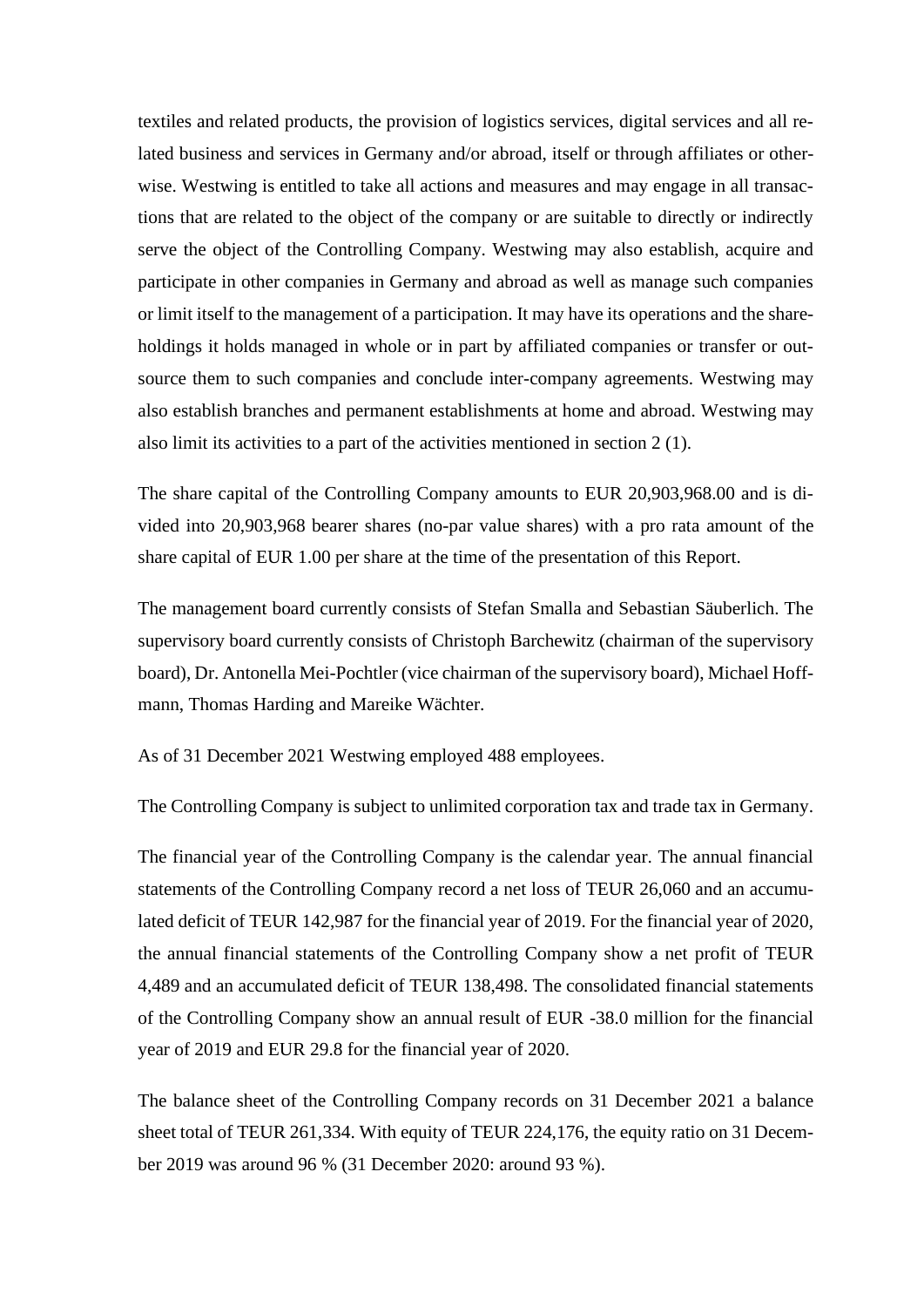textiles and related products, the provision of logistics services, digital services and all related business and services in Germany and/or abroad, itself or through affiliates or otherwise. Westwing is entitled to take all actions and measures and may engage in all transactions that are related to the object of the company or are suitable to directly or indirectly serve the object of the Controlling Company. Westwing may also establish, acquire and participate in other companies in Germany and abroad as well as manage such companies or limit itself to the management of a participation. It may have its operations and the shareholdings it holds managed in whole or in part by affiliated companies or transfer or outsource them to such companies and conclude inter-company agreements. Westwing may also establish branches and permanent establishments at home and abroad. Westwing may also limit its activities to a part of the activities mentioned in section 2 (1).

The share capital of the Controlling Company amounts to EUR 20,903,968.00 and is divided into 20,903,968 bearer shares (no-par value shares) with a pro rata amount of the share capital of EUR 1.00 per share at the time of the presentation of this Report.

The management board currently consists of Stefan Smalla and Sebastian Säuberlich. The supervisory board currently consists of Christoph Barchewitz (chairman of the supervisory board), Dr. Antonella Mei-Pochtler (vice chairman of the supervisory board), Michael Hoffmann, Thomas Harding and Mareike Wächter.

As of 31 December 2021 Westwing employed 488 employees.

The Controlling Company is subject to unlimited corporation tax and trade tax in Germany.

The financial year of the Controlling Company is the calendar year. The annual financial statements of the Controlling Company record a net loss of TEUR 26,060 and an accumulated deficit of TEUR 142,987 for the financial year of 2019. For the financial year of 2020, the annual financial statements of the Controlling Company show a net profit of TEUR 4,489 and an accumulated deficit of TEUR 138,498. The consolidated financial statements of the Controlling Company show an annual result of EUR -38.0 million for the financial year of 2019 and EUR 29.8 for the financial year of 2020.

The balance sheet of the Controlling Company records on 31 December 2021 a balance sheet total of TEUR 261,334. With equity of TEUR 224,176, the equity ratio on 31 December 2019 was around 96 % (31 December 2020: around 93 %).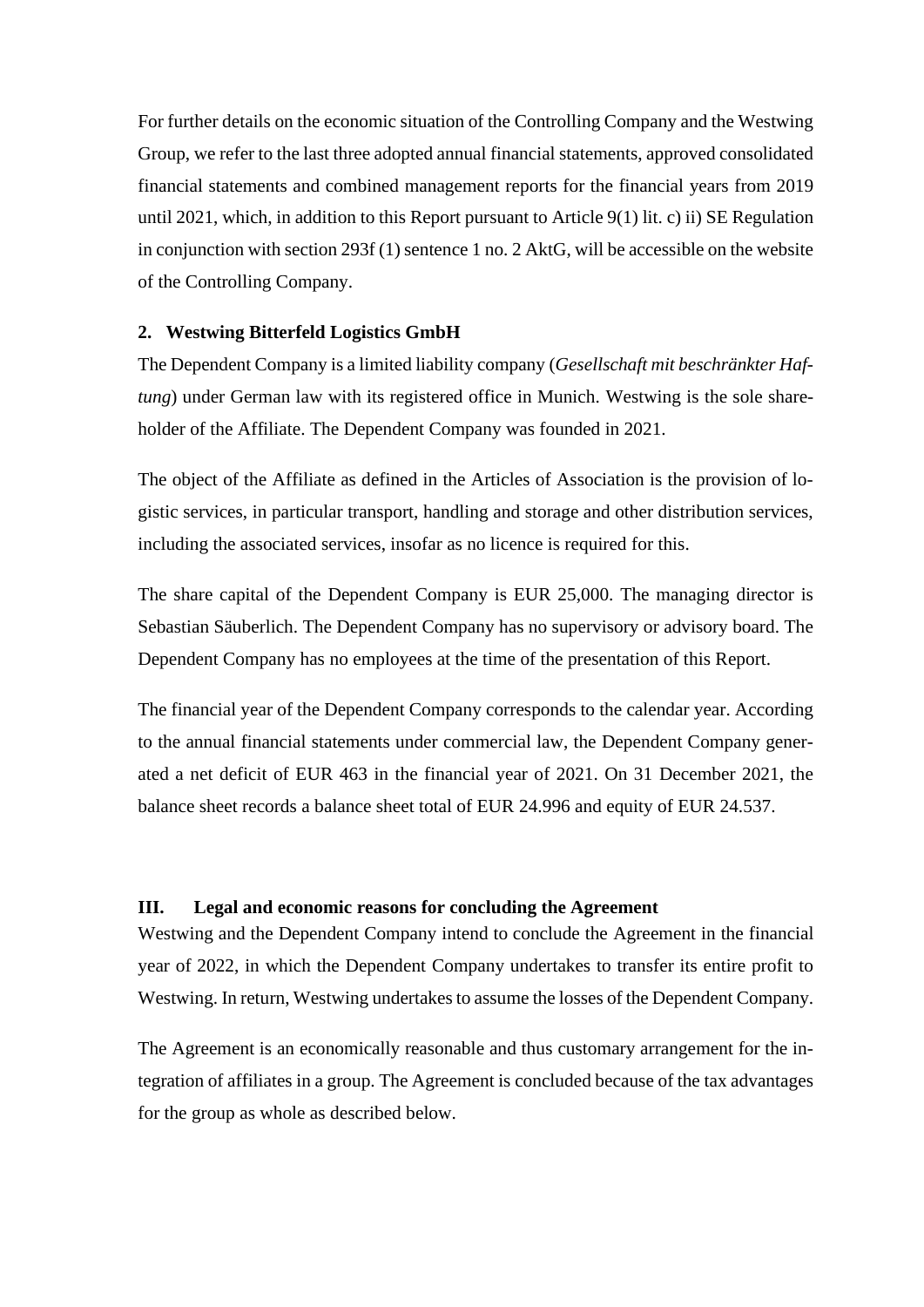For further details on the economic situation of the Controlling Company and the Westwing Group, we refer to the last three adopted annual financial statements, approved consolidated financial statements and combined management reports for the financial years from 2019 until 2021, which, in addition to this Report pursuant to Article 9(1) lit. c) ii) SE Regulation in conjunction with section 293f (1) sentence 1 no. 2 AktG, will be accessible on the website of the Controlling Company.

### 2. Westwing Bitterfeld Logistics GmbH

The Dependent Company is a limited liability company (*Gesellschaft mit beschränkter Haftung*) under German law with its registered office in Munich. Westwing is the sole shareholder of the Affiliate. The Dependent Company was founded in 2021.

The object of the Affiliate as defined in the Articles of Association is the provision of logistic services, in particular transport, handling and storage and other distribution services, including the associated services, insofar as no licence is required for this.

The share capital of the Dependent Company is EUR 25,000. The managing director is Sebastian Säuberlich. The Dependent Company has no supervisory or advisory board. The Dependent Company has no employees at the time of the presentation of this Report.

The financial year of the Dependent Company corresponds to the calendar year. According to the annual financial statements under commercial law, the Dependent Company generated a net deficit of EUR 463 in the financial year of 2021. On 31 December 2021, the balance sheet records a balance sheet total of EUR 24.996 and equity of EUR 24.537.

## III. Legal and economic reasons for concluding the Agreement

Westwing and the Dependent Company intend to conclude the Agreement in the financial year of 2022, in which the Dependent Company undertakes to transfer its entire profit to Westwing. In return, Westwing undertakes to assume the losses of the Dependent Company.

The Agreement is an economically reasonable and thus customary arrangement for the integration of affiliates in a group. The Agreement is concluded because of the tax advantages for the group as whole as described below.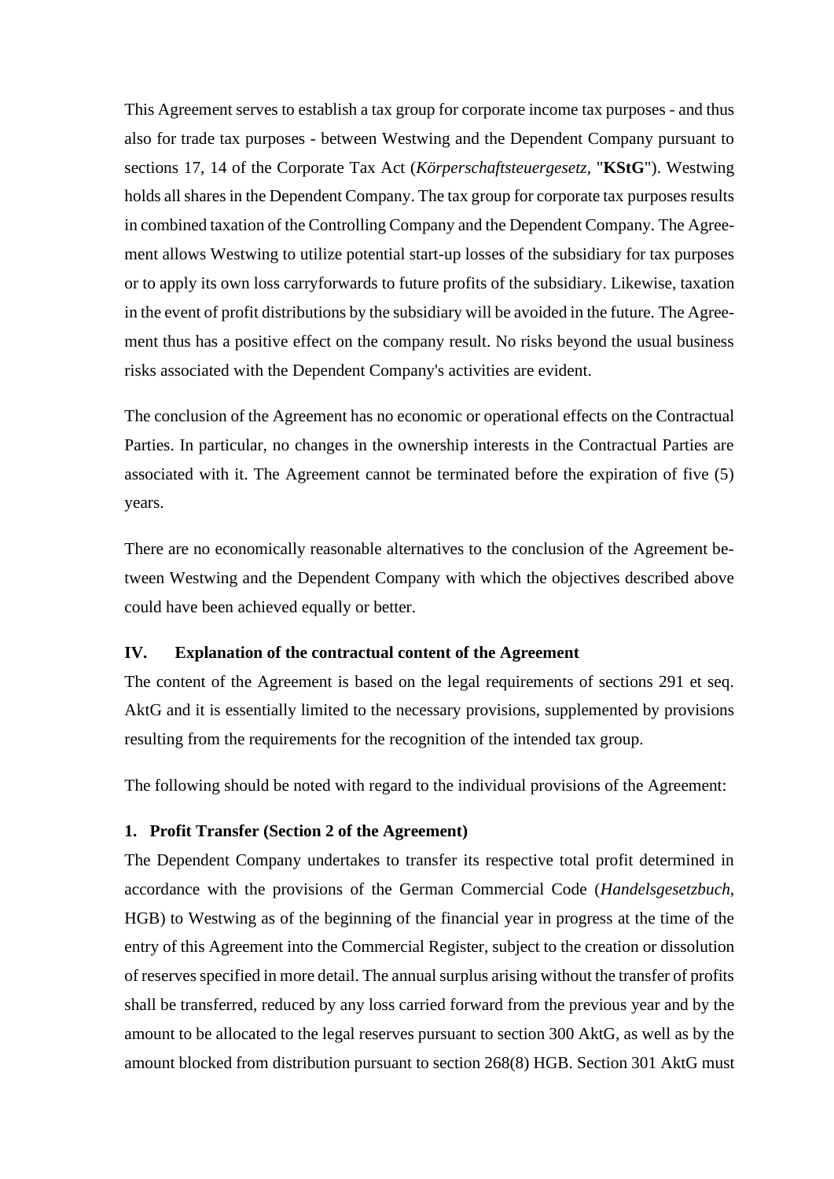This Agreement serves to establish a tax group for corporate income tax purposes - and thus also for trade tax purposes - between Westwing and the Dependent Company pursuant to sections 17, 14 of the Corporate Tax Act (*Körperschaftsteuergesetz*, "**KStG**"). Westwing holds all shares in the Dependent Company. The tax group for corporate tax purposes results in combined taxation of the Controlling Company and the Dependent Company. The Agreement allows Westwing to utilize potential start-up losses of the subsidiary for tax purposes or to apply its own loss carryforwards to future profits of the subsidiary. Likewise, taxation in the event of profit distributions by the subsidiary will be avoided in the future. The Agreement thus has a positive effect on the company result. No risks beyond the usual business risks associated with the Dependent Company's activities are evident.

The conclusion of the Agreement has no economic or operational effects on the Contractual Parties. In particular, no changes in the ownership interests in the Contractual Parties are associated with it. The Agreement cannot be terminated before the expiration of five (5) years.

There are no economically reasonable alternatives to the conclusion of the Agreement between Westwing and the Dependent Company with which the objectives described above could have been achieved equally or better.

## IV. Explanation of the contractual content of the Agreement

The content of the Agreement is based on the legal requirements of sections 291 et seq. AktG and it is essentially limited to the necessary provisions, supplemented by provisions resulting from the requirements for the recognition of the intended tax group.

The following should be noted with regard to the individual provisions of the Agreement:

### 1. Profit Transfer (Section 2 of the Agreement)

The Dependent Company undertakes to transfer its respective total profit determined in accordance with the provisions of the German Commercial Code (*Handelsgesetzbuch*, HGB) to Westwing as of the beginning of the financial year in progress at the time of the entry of this Agreement into the Commercial Register, subject to the creation or dissolution of reserves specified in more detail. The annual surplus arising without the transfer of profits shall be transferred, reduced by any loss carried forward from the previous year and by the amount to be allocated to the legal reserves pursuant to section 300 AktG, as well as by the amount blocked from distribution pursuant to section 268(8) HGB. Section 301 AktG must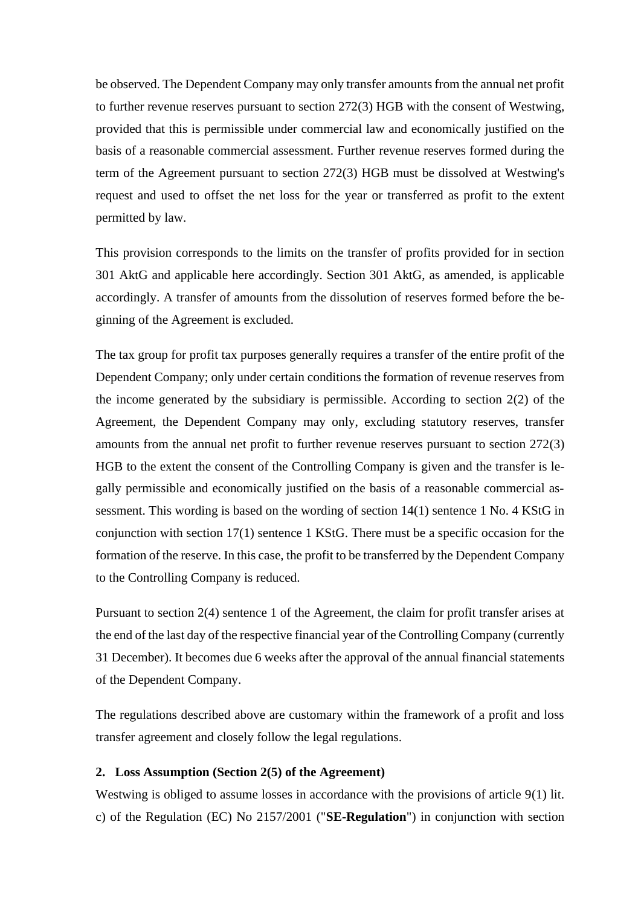be observed. The Dependent Company may only transfer amounts from the annual net profit to further revenue reserves pursuant to section 272(3) HGB with the consent of Westwing, provided that this is permissible under commercial law and economically justified on the basis of a reasonable commercial assessment. Further revenue reserves formed during the term of the Agreement pursuant to section 272(3) HGB must be dissolved at Westwing's request and used to offset the net loss for the year or transferred as profit to the extent permitted by law.

This provision corresponds to the limits on the transfer of profits provided for in section 301 AktG and applicable here accordingly. Section 301 AktG, as amended, is applicable accordingly. A transfer of amounts from the dissolution of reserves formed before the beginning of the Agreement is excluded.

The tax group for profit tax purposes generally requires a transfer of the entire profit of the Dependent Company; only under certain conditions the formation of revenue reserves from the income generated by the subsidiary is permissible. According to section 2(2) of the Agreement, the Dependent Company may only, excluding statutory reserves, transfer amounts from the annual net profit to further revenue reserves pursuant to section 272(3) HGB to the extent the consent of the Controlling Company is given and the transfer is legally permissible and economically justified on the basis of a reasonable commercial assessment. This wording is based on the wording of section 14(1) sentence 1 No. 4 KStG in conjunction with section 17(1) sentence 1 KStG. There must be a specific occasion for the formation of the reserve. In this case, the profit to be transferred by the Dependent Company to the Controlling Company is reduced.

Pursuant to section 2(4) sentence 1 of the Agreement, the claim for profit transfer arises at the end of the last day of the respective financial year of the Controlling Company (currently 31 December). It becomes due 6 weeks after the approval of the annual financial statements of the Dependent Company.

The regulations described above are customary within the framework of a profit and loss transfer agreement and closely follow the legal regulations.

### 2. Loss Assumption (Section 2(5) of the Agreement)

Westwing is obliged to assume losses in accordance with the provisions of article 9(1) lit. c) of the Regulation (EC) No 2157/2001 ("**SE-Regulation**") in conjunction with section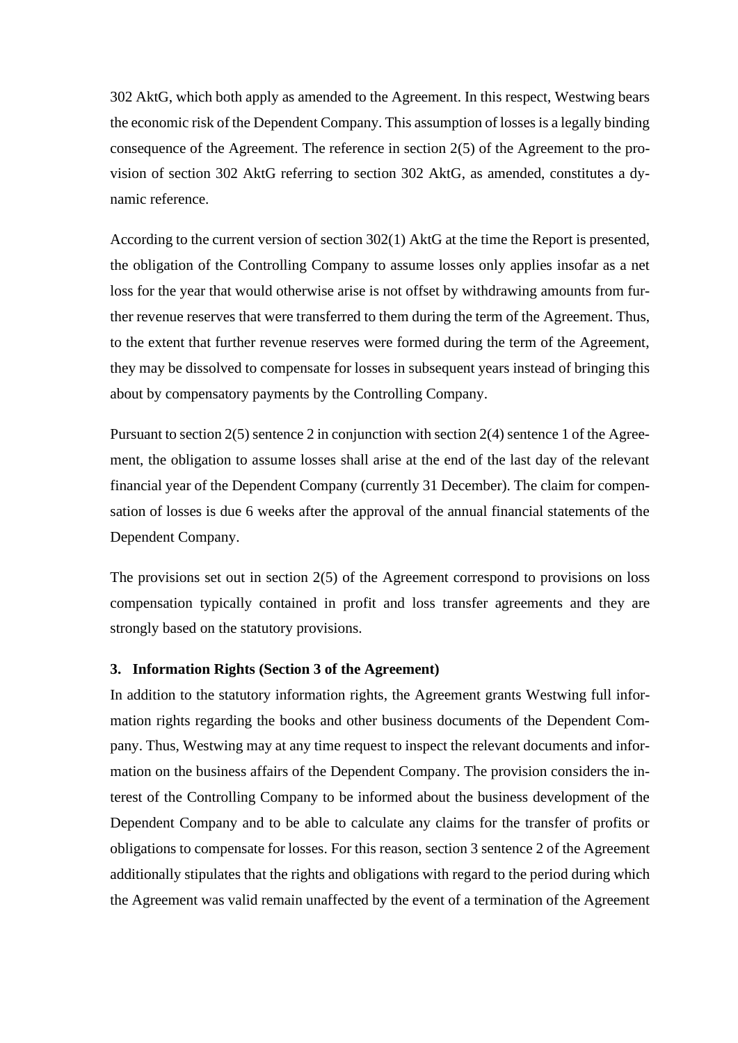302 AktG, which both apply as amended to the Agreement. In this respect, Westwing bears the economic risk of the Dependent Company. This assumption of losses is a legally binding consequence of the Agreement. The reference in section 2(5) of the Agreement to the provision of section 302 AktG referring to section 302 AktG, as amended, constitutes a dynamic reference.

According to the current version of section 302(1) AktG at the time the Report is presented, the obligation of the Controlling Company to assume losses only applies insofar as a net loss for the year that would otherwise arise is not offset by withdrawing amounts from further revenue reserves that were transferred to them during the term of the Agreement. Thus, to the extent that further revenue reserves were formed during the term of the Agreement, they may be dissolved to compensate for losses in subsequent years instead of bringing this about by compensatory payments by the Controlling Company.

Pursuant to section 2(5) sentence 2 in conjunction with section 2(4) sentence 1 of the Agreement, the obligation to assume losses shall arise at the end of the last day of the relevant financial year of the Dependent Company (currently 31 December). The claim for compensation of losses is due 6 weeks after the approval of the annual financial statements of the Dependent Company.

The provisions set out in section 2(5) of the Agreement correspond to provisions on loss compensation typically contained in profit and loss transfer agreements and they are strongly based on the statutory provisions.

### 3. Information Rights (Section 3 of the Agreement)

In addition to the statutory information rights, the Agreement grants Westwing full information rights regarding the books and other business documents of the Dependent Company. Thus, Westwing may at any time request to inspect the relevant documents and information on the business affairs of the Dependent Company. The provision considers the interest of the Controlling Company to be informed about the business development of the Dependent Company and to be able to calculate any claims for the transfer of profits or obligations to compensate for losses. For this reason, section 3 sentence 2 of the Agreement additionally stipulates that the rights and obligations with regard to the period during which the Agreement was valid remain unaffected by the event of a termination of the Agreement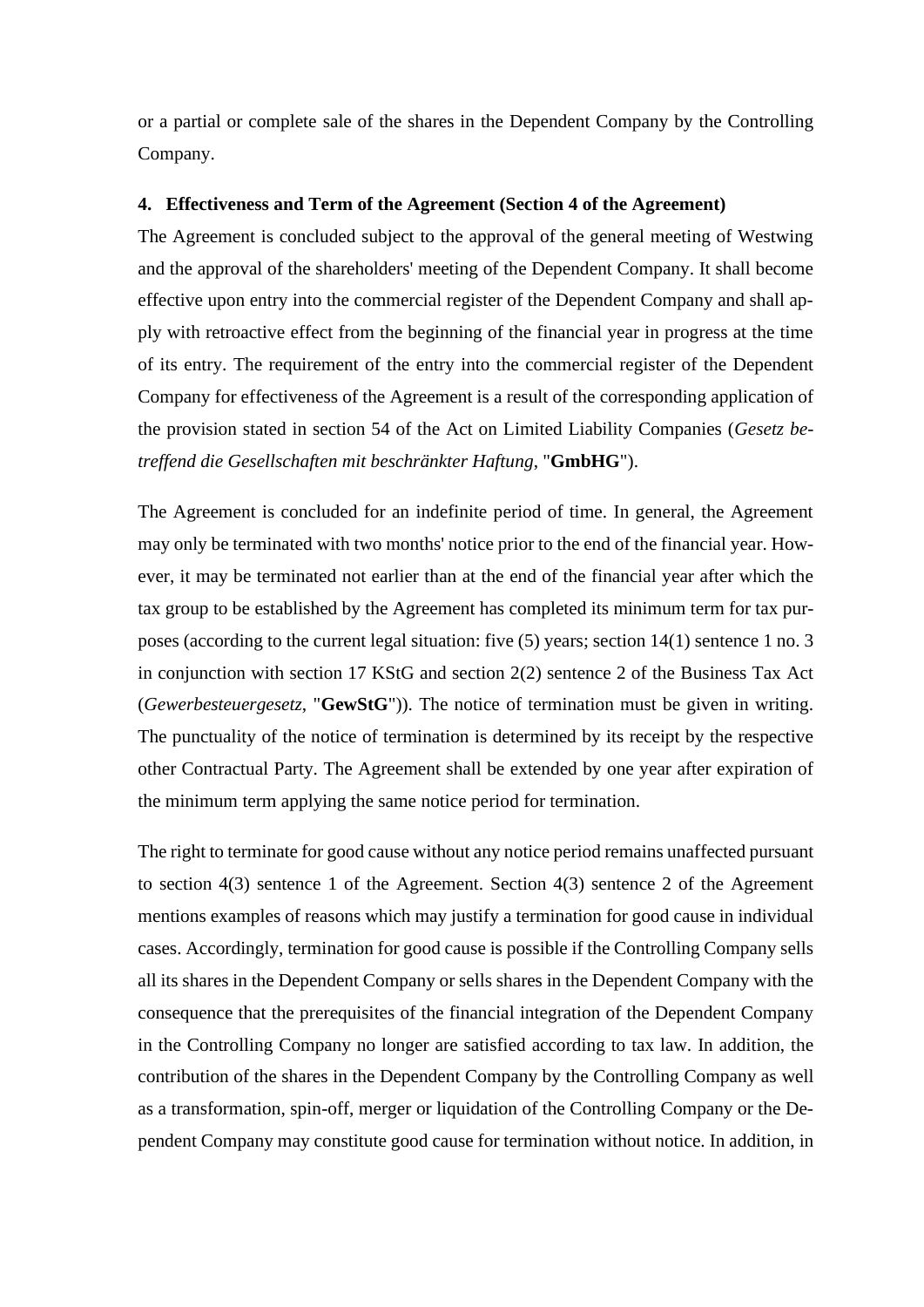or a partial or complete sale of the shares in the Dependent Company by the Controlling Company.

#### 4. Effectiveness and Term of the Agreement (Section 4 of the Agreement)

The Agreement is concluded subject to the approval of the general meeting of Westwing and the approval of the shareholders' meeting of the Dependent Company. It shall become effective upon entry into the commercial register of the Dependent Company and shall apply with retroactive effect from the beginning of the financial year in progress at the time of its entry. The requirement of the entry into the commercial register of the Dependent Company for effectiveness of the Agreement is a result of the corresponding application of the provision stated in section 54 of the Act on Limited Liability Companies (*Gesetz betreffend die Gesellschaften mit beschränkter Haftung*, "**GmbHG**").

The Agreement is concluded for an indefinite period of time. In general, the Agreement may only be terminated with two months' notice prior to the end of the financial year. However, it may be terminated not earlier than at the end of the financial year after which the tax group to be established by the Agreement has completed its minimum term for tax purposes (according to the current legal situation: five (5) years; section 14(1) sentence 1 no. 3 in conjunction with section 17 KStG and section 2(2) sentence 2 of the Business Tax Act (*Gewerbesteuergesetz*, "**GewStG**")). The notice of termination must be given in writing. The punctuality of the notice of termination is determined by its receipt by the respective other Contractual Party. The Agreement shall be extended by one year after expiration of the minimum term applying the same notice period for termination.

The right to terminate for good cause without any notice period remains unaffected pursuant to section 4(3) sentence 1 of the Agreement. Section 4(3) sentence 2 of the Agreement mentions examples of reasons which may justify a termination for good cause in individual cases. Accordingly, termination for good cause is possible if the Controlling Company sells all its shares in the Dependent Company or sells shares in the Dependent Company with the consequence that the prerequisites of the financial integration of the Dependent Company in the Controlling Company no longer are satisfied according to tax law. In addition, the contribution of the shares in the Dependent Company by the Controlling Company as well as a transformation, spin-off, merger or liquidation of the Controlling Company or the Dependent Company may constitute good cause for termination without notice. In addition, in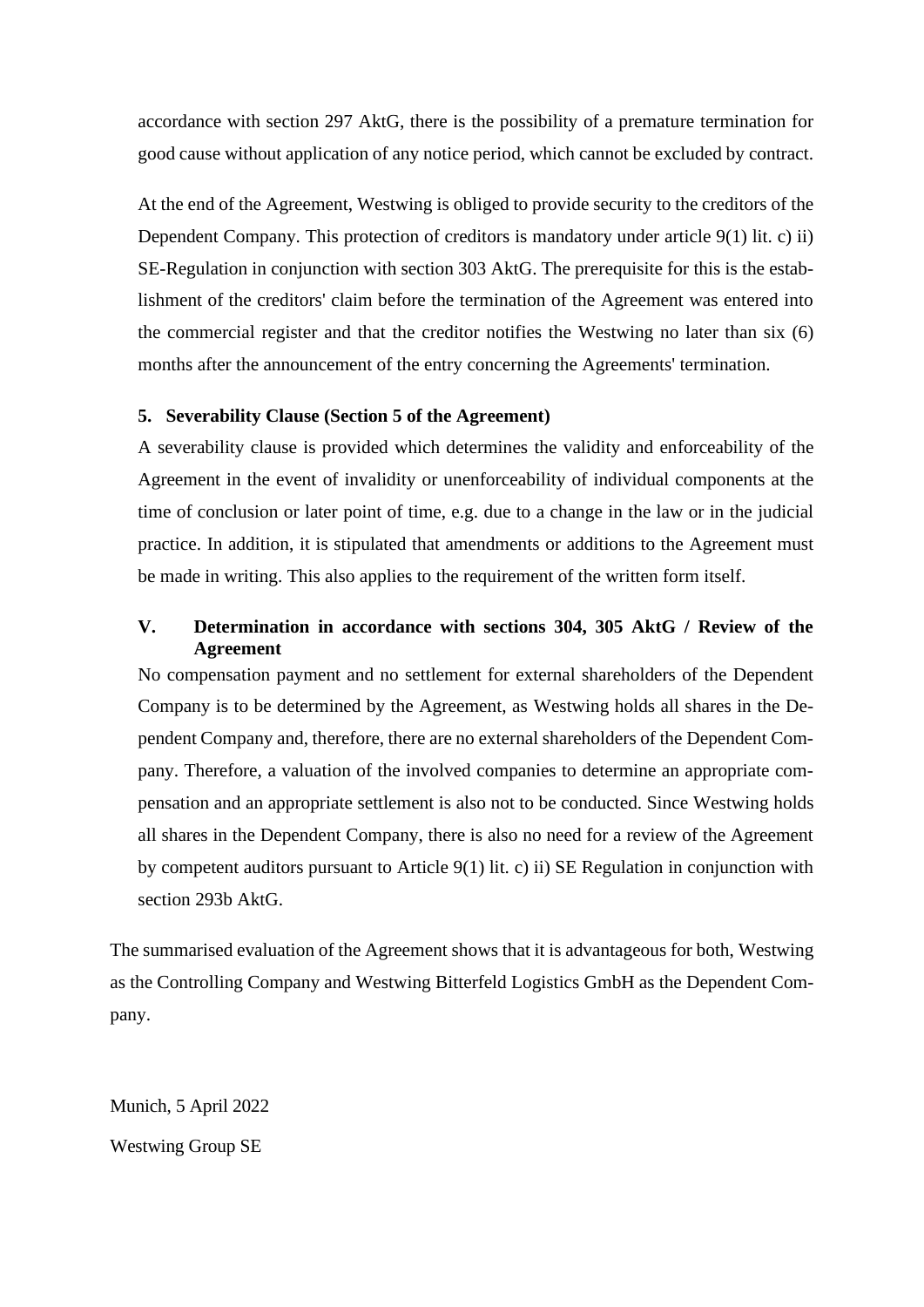accordance with section 297 AktG, there is the possibility of a premature termination for good cause without application of any notice period, which cannot be excluded by contract.

At the end of the Agreement, Westwing is obliged to provide security to the creditors of the Dependent Company. This protection of creditors is mandatory under article 9(1) lit. c) ii) SE-Regulation in conjunction with section 303 AktG. The prerequisite for this is the establishment of the creditors' claim before the termination of the Agreement was entered into the commercial register and that the creditor notifies the Westwing no later than six (6) months after the announcement of the entry concerning the Agreements' termination.

### 5. Severability Clause (Section 5 of the Agreement)

A severability clause is provided which determines the validity and enforceability of the Agreement in the event of invalidity or unenforceability of individual components at the time of conclusion or later point of time, e.g. due to a change in the law or in the judicial practice. In addition, it is stipulated that amendments or additions to the Agreement must be made in writing. This also applies to the requirement of the written form itself.

## V. Determination in accordance with sections 304, 305 AktG / Review of the Agreement

No compensation payment and no settlement for external shareholders of the Dependent Company is to be determined by the Agreement, as Westwing holds all shares in the Dependent Company and, therefore, there are no external shareholders of the Dependent Company. Therefore, a valuation of the involved companies to determine an appropriate compensation and an appropriate settlement is also not to be conducted. Since Westwing holds all shares in the Dependent Company, there is also no need for a review of the Agreement by competent auditors pursuant to Article 9(1) lit. c) ii) SE Regulation in conjunction with section 293b AktG.

The summarised evaluation of the Agreement shows that it is advantageous for both, Westwing as the Controlling Company and Westwing Bitterfeld Logistics GmbH as the Dependent Company.

Munich, 5 April 2022

Westwing Group SE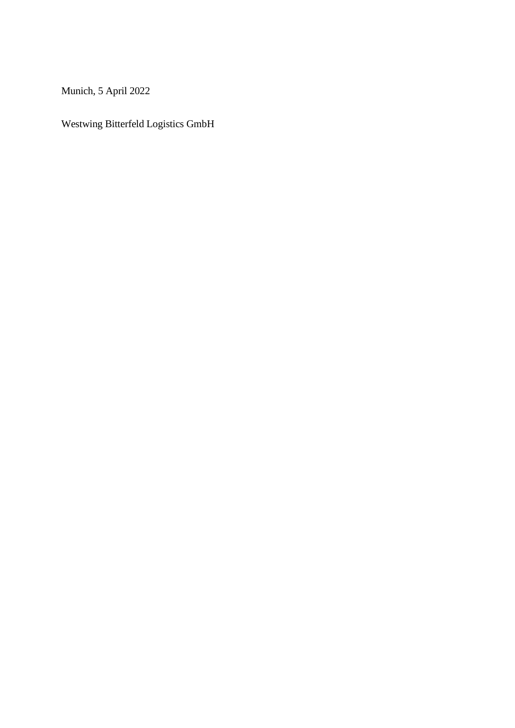Munich, 5 April 2022

Westwing Bitterfeld Logistics GmbH